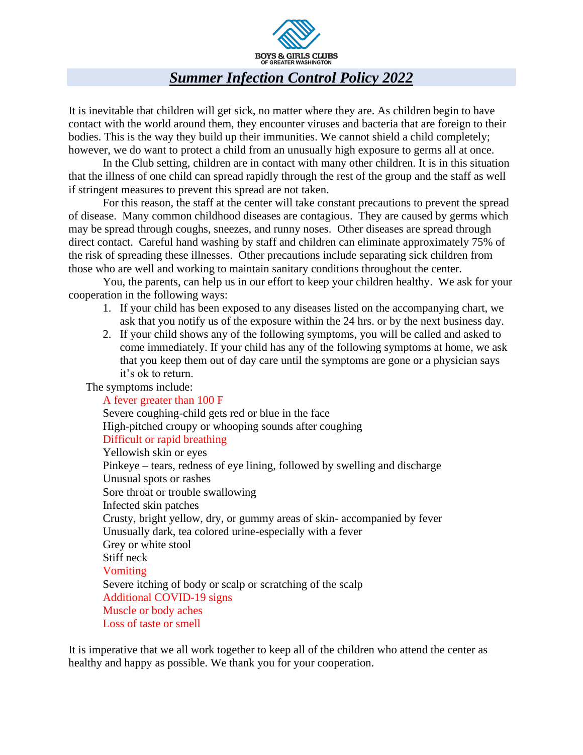BOYS & GIRLS CLUBS
OF GREATER WASHINGTON

# ***Summer Infection Control Policy 2022***

It is inevitable that children will get sick, no matter where they are. As children begin to have contact with the world around them, they encounter viruses and bacteria that are foreign to their bodies. This is the way they build up their immunities. We cannot shield a child completely; however, we do want to protect a child from an unusually high exposure to germs all at once.

In the Club setting, children are in contact with many other children. It is in this situation that the illness of one child can spread rapidly through the rest of the group and the staff as well if stringent measures to prevent this spread are not taken.

For this reason, the staff at the center will take constant precautions to prevent the spread of disease. Many common childhood diseases are contagious. They are caused by germs which may be spread through coughs, sneezes, and runny noses. Other diseases are spread through direct contact. Careful hand washing by staff and children can eliminate approximately 75% of the risk of spreading these illnesses. Other precautions include separating sick children from those who are well and working to maintain sanitary conditions throughout the center.

You, the parents, can help us in our effort to keep your children healthy. We ask for your cooperation in the following ways:

1. If your child has been exposed to any diseases listed on the accompanying chart, we ask that you notify us of the exposure within the 24 hrs. or by the next business day.
2. If your child shows any of the following symptoms, you will be called and asked to come immediately. If your child has any of the following symptoms at home, we ask that you keep them out of day care until the symptoms are gone or a physician says it's ok to return.

The symptoms include:

A fever greater than 100 F
Severe coughing-child gets red or blue in the face
High-pitched croupy or whooping sounds after coughing
Difficult or rapid breathing
Yellowish skin or eyes
Pinkeye – tears, redness of eye lining, followed by swelling and discharge
Unusual spots or rashes
Sore throat or trouble swallowing
Infected skin patches
Crusty, bright yellow, dry, or gummy areas of skin- accompanied by fever
Unusually dark, tea colored urine-especially with a fever
Grey or white stool
Stiff neck
Vomiting
Severe itching of body or scalp or scratching of the scalp
Additional COVID-19 signs
Muscle or body aches
Loss of taste or smell

It is imperative that we all work together to keep all of the children who attend the center as healthy and happy as possible. We thank you for your cooperation.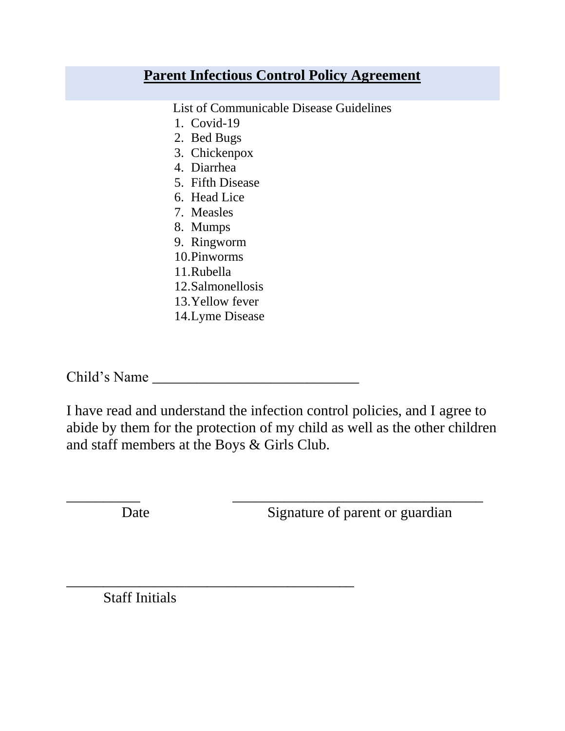# **Parent Infectious Control Policy Agreement**

List of Communicable Disease Guidelines

1. Covid-19
2. Bed Bugs
3. Chickenpox
4. Diarrhea
5. Fifth Disease
6. Head Lice
7. Measles
8. Mumps
9. Ringworm
10. Pinworms
11. Rubella
12. Salmonellosis
13. Yellow fever
14. Lyme Disease

Child's Name ____________________________

I have read and understand the infection control policies, and I agree to abide by them for the protection of my child as well as the other children and staff members at the Boys & Girls Club.

__________ ___________________________________

Date Signature of parent or guardian

________________________________________

Staff Initials